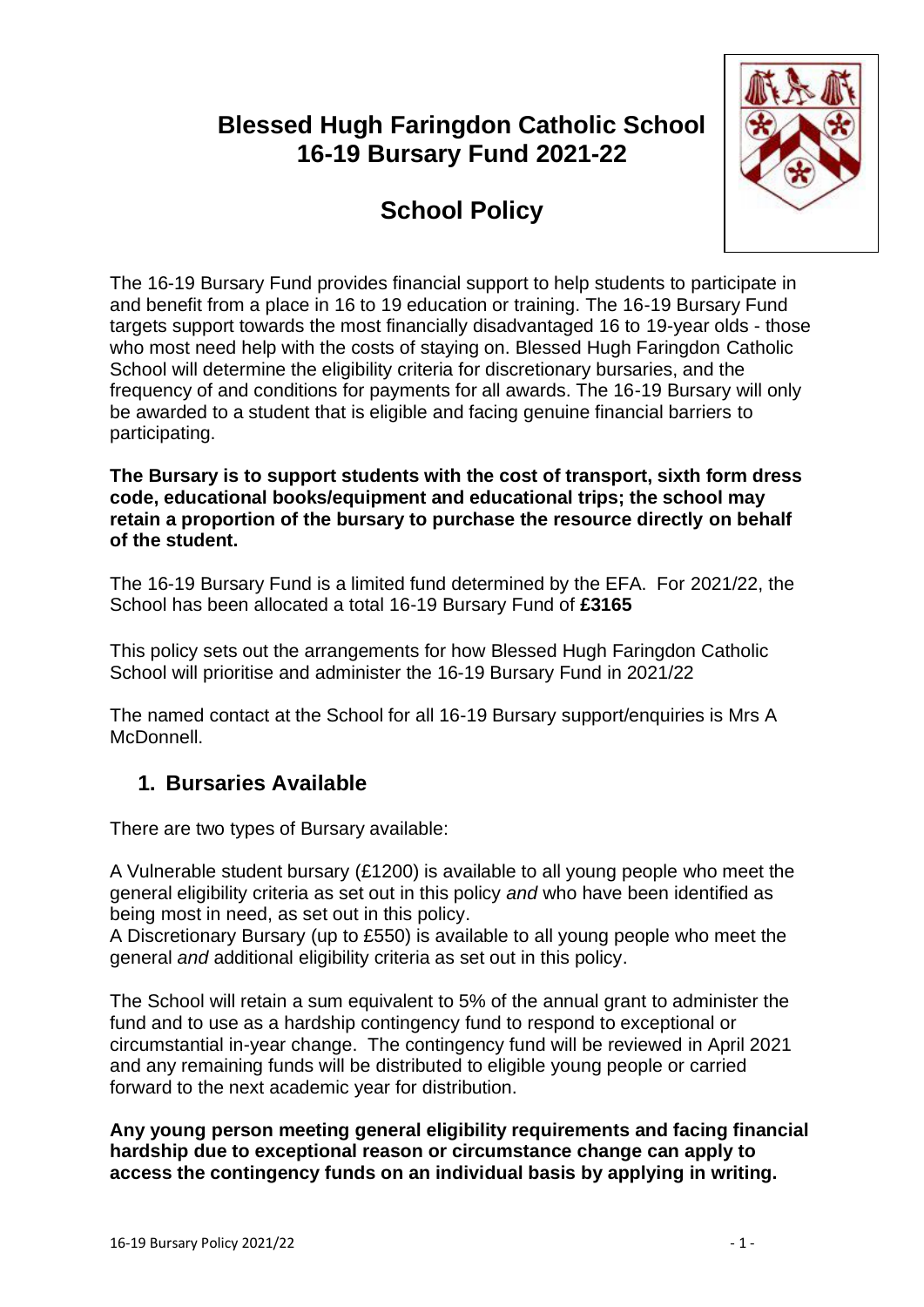# Blessed Hugh Faringdon Catholic School
# 16-19 Bursary Fund 2021-22

## School Policy

The 16-19 Bursary Fund provides financial support to help students to participate in and benefit from a place in 16 to 19 education or training. The 16-19 Bursary Fund targets support towards the most financially disadvantaged 16 to 19-year olds - those who most need help with the costs of staying on. Blessed Hugh Faringdon Catholic School will determine the eligibility criteria for discretionary bursaries, and the frequency of and conditions for payments for all awards. The 16-19 Bursary will only be awarded to a student that is eligible and facing genuine financial barriers to participating.

**The Bursary is to support students with the cost of transport, sixth form dress code, educational books/equipment and educational trips; the school may retain a proportion of the bursary to purchase the resource directly on behalf of the student.**

The 16-19 Bursary Fund is a limited fund determined by the EFA. For 2021/22, the School has been allocated a total 16-19 Bursary Fund of **£3165**

This policy sets out the arrangements for how Blessed Hugh Faringdon Catholic School will prioritise and administer the 16-19 Bursary Fund in 2021/22

The named contact at the School for all 16-19 Bursary support/enquiries is Mrs A McDonnell.

## 1. Bursaries Available

There are two types of Bursary available:

A Vulnerable student bursary (£1200) is available to all young people who meet the general eligibility criteria as set out in this policy *and* who have been identified as being most in need, as set out in this policy.
A Discretionary Bursary (up to £550) is available to all young people who meet the general *and* additional eligibility criteria as set out in this policy.

The School will retain a sum equivalent to 5% of the annual grant to administer the fund and to use as a hardship contingency fund to respond to exceptional or circumstantial in-year change. The contingency fund will be reviewed in April 2021 and any remaining funds will be distributed to eligible young people or carried forward to the next academic year for distribution.

**Any young person meeting general eligibility requirements and facing financial hardship due to exceptional reason or circumstance change can apply to access the contingency funds on an individual basis by applying in writing.**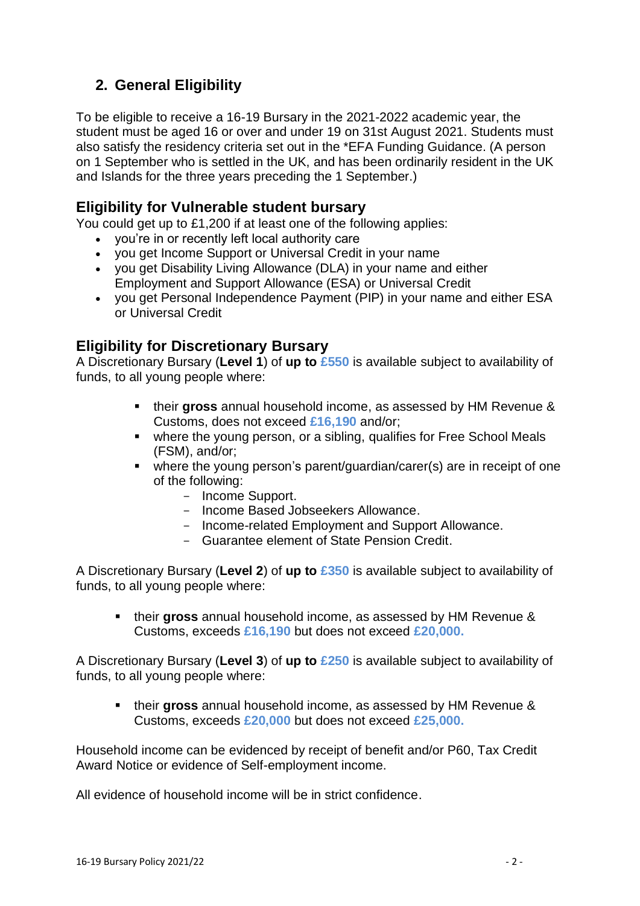## 2. General Eligibility

To be eligible to receive a 16-19 Bursary in the 2021-2022 academic year, the student must be aged 16 or over and under 19 on 31st August 2021. Students must also satisfy the residency criteria set out in the *EFA Funding Guidance. (A person on 1 September who is settled in the UK, and has been ordinarily resident in the UK and Islands for the three years preceding the 1 September.)

### Eligibility for Vulnerable student bursary

You could get up to £1,200 if at least one of the following applies:

- you're in or recently left local authority care
- you get Income Support or Universal Credit in your name
- you get Disability Living Allowance (DLA) in your name and either Employment and Support Allowance (ESA) or Universal Credit
- you get Personal Independence Payment (PIP) in your name and either ESA or Universal Credit

### Eligibility for Discretionary Bursary

A Discretionary Bursary (**Level 1**) of **up to £550** is available subject to availability of funds, to all young people where:

- their **gross** annual household income, as assessed by HM Revenue & Customs, does not exceed **£16,190** and/or;
- where the young person, or a sibling, qualifies for Free School Meals (FSM), and/or;
- where the young person's parent/guardian/carer(s) are in receipt of one of the following:
  - Income Support.
  - Income Based Jobseekers Allowance.
  - Income-related Employment and Support Allowance.
  - Guarantee element of State Pension Credit.

A Discretionary Bursary (**Level 2**) of **up to £350** is available subject to availability of funds, to all young people where:

- their **gross** annual household income, as assessed by HM Revenue & Customs, exceeds **£16,190** but does not exceed **£20,000.**

A Discretionary Bursary (**Level 3**) of **up to £250** is available subject to availability of funds, to all young people where:

- their **gross** annual household income, as assessed by HM Revenue & Customs, exceeds **£20,000** but does not exceed **£25,000.**

Household income can be evidenced by receipt of benefit and/or P60, Tax Credit Award Notice or evidence of Self-employment income.

All evidence of household income will be in strict confidence.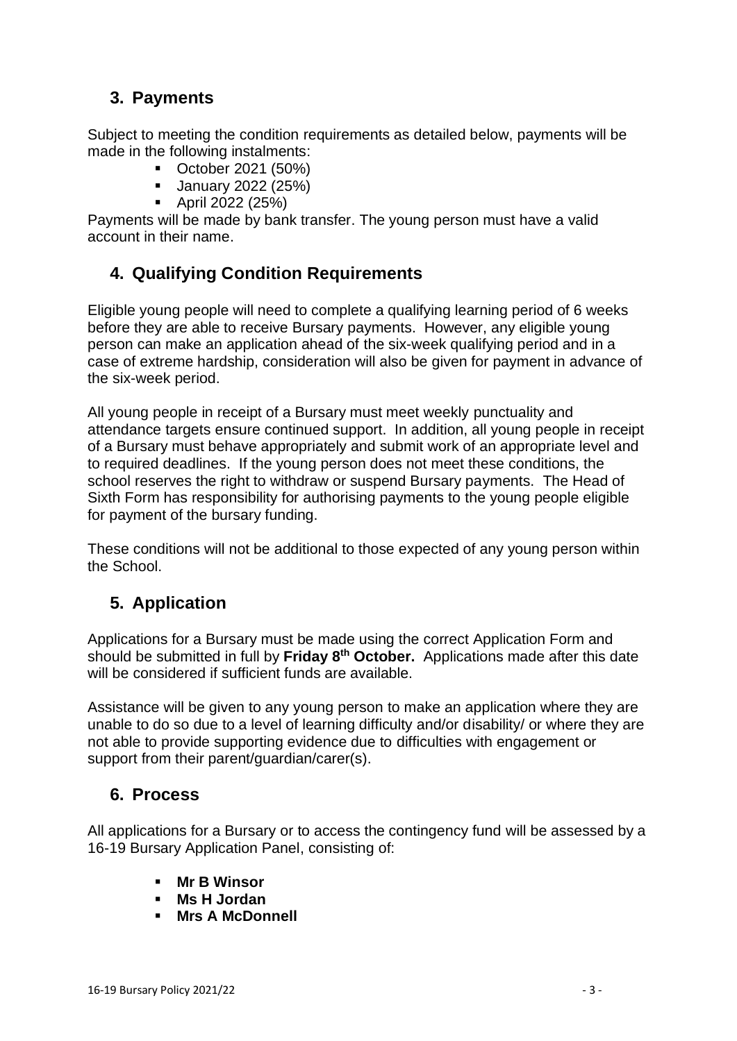## 3. Payments

Subject to meeting the condition requirements as detailed below, payments will be made in the following instalments:

- October 2021 (50%)
- January 2022 (25%)
- April 2022 (25%)

Payments will be made by bank transfer. The young person must have a valid account in their name.

## 4. Qualifying Condition Requirements

Eligible young people will need to complete a qualifying learning period of 6 weeks before they are able to receive Bursary payments. However, any eligible young person can make an application ahead of the six-week qualifying period and in a case of extreme hardship, consideration will also be given for payment in advance of the six-week period.

All young people in receipt of a Bursary must meet weekly punctuality and attendance targets ensure continued support. In addition, all young people in receipt of a Bursary must behave appropriately and submit work of an appropriate level and to required deadlines. If the young person does not meet these conditions, the school reserves the right to withdraw or suspend Bursary payments. The Head of Sixth Form has responsibility for authorising payments to the young people eligible for payment of the bursary funding.

These conditions will not be additional to those expected of any young person within the School.

## 5. Application

Applications for a Bursary must be made using the correct Application Form and should be submitted in full by **Friday 8th October.** Applications made after this date will be considered if sufficient funds are available.

Assistance will be given to any young person to make an application where they are unable to do so due to a level of learning difficulty and/or disability/ or where they are not able to provide supporting evidence due to difficulties with engagement or support from their parent/guardian/carer(s).

## 6. Process

All applications for a Bursary or to access the contingency fund will be assessed by a 16-19 Bursary Application Panel, consisting of:

- **Mr B Winsor**
- **Ms H Jordan**
- **Mrs A McDonnell**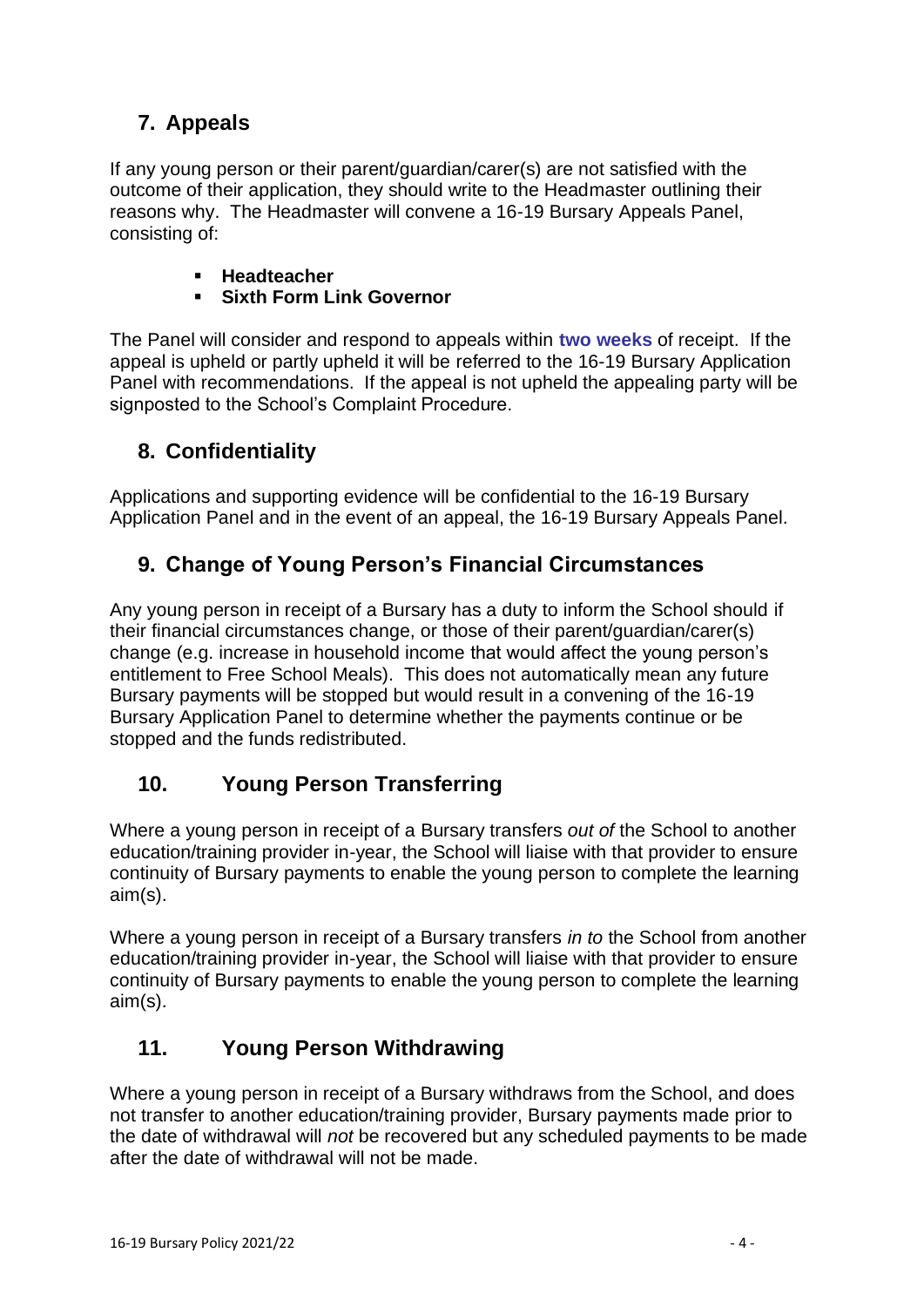## 7. Appeals

If any young person or their parent/guardian/carer(s) are not satisfied with the outcome of their application, they should write to the Headmaster outlining their reasons why. The Headmaster will convene a 16-19 Bursary Appeals Panel, consisting of:

- **Headteacher**
- **Sixth Form Link Governor**

The Panel will consider and respond to appeals within **two weeks** of receipt. If the appeal is upheld or partly upheld it will be referred to the 16-19 Bursary Application Panel with recommendations. If the appeal is not upheld the appealing party will be signposted to the School's Complaint Procedure.

## 8. Confidentiality

Applications and supporting evidence will be confidential to the 16-19 Bursary Application Panel and in the event of an appeal, the 16-19 Bursary Appeals Panel.

## 9. Change of Young Person's Financial Circumstances

Any young person in receipt of a Bursary has a duty to inform the School should if their financial circumstances change, or those of their parent/guardian/carer(s) change (e.g. increase in household income that would affect the young person's entitlement to Free School Meals). This does not automatically mean any future Bursary payments will be stopped but would result in a convening of the 16-19 Bursary Application Panel to determine whether the payments continue or be stopped and the funds redistributed.

## 10. Young Person Transferring

Where a young person in receipt of a Bursary transfers *out of* the School to another education/training provider in-year, the School will liaise with that provider to ensure continuity of Bursary payments to enable the young person to complete the learning aim(s).

Where a young person in receipt of a Bursary transfers *in to* the School from another education/training provider in-year, the School will liaise with that provider to ensure continuity of Bursary payments to enable the young person to complete the learning aim(s).

## 11. Young Person Withdrawing

Where a young person in receipt of a Bursary withdraws from the School, and does not transfer to another education/training provider, Bursary payments made prior to the date of withdrawal will *not* be recovered but any scheduled payments to be made after the date of withdrawal will not be made.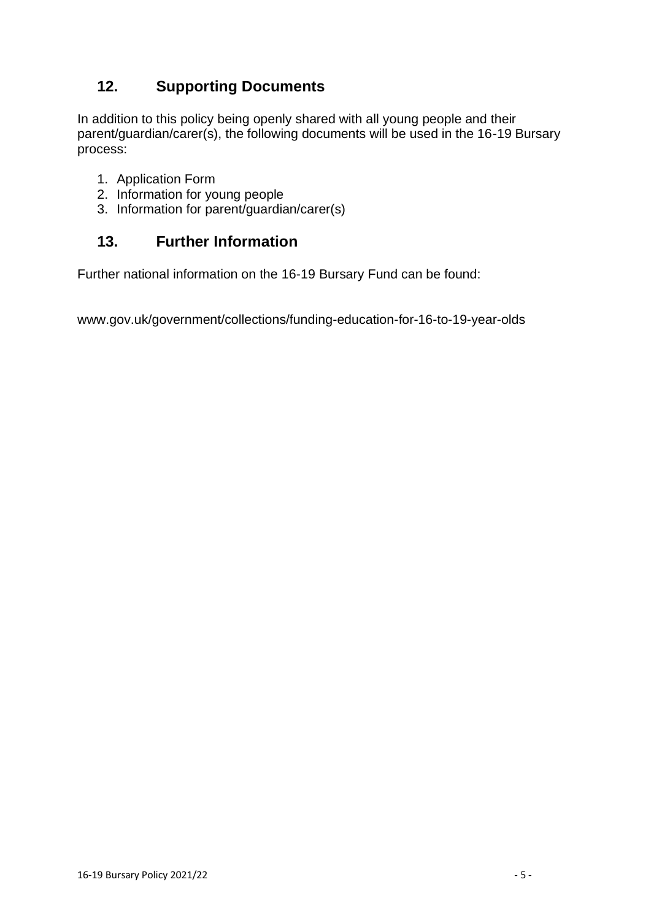## 12. Supporting Documents

In addition to this policy being openly shared with all young people and their parent/guardian/carer(s), the following documents will be used in the 16-19 Bursary process:

1. Application Form
2. Information for young people
3. Information for parent/guardian/carer(s)

## 13. Further Information

Further national information on the 16-19 Bursary Fund can be found:

www.gov.uk/government/collections/funding-education-for-16-to-19-year-olds